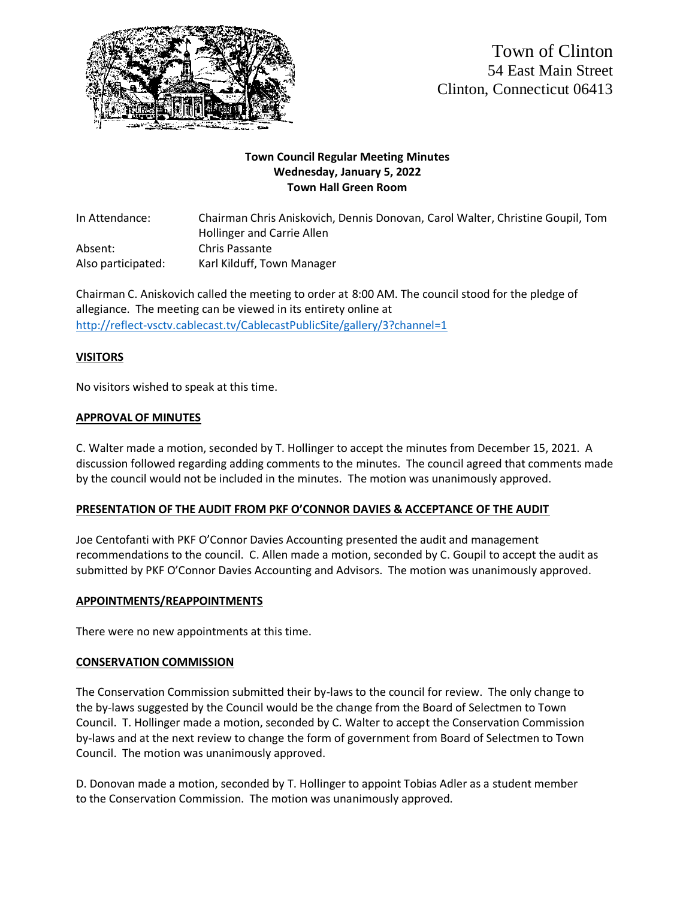Town of Clinton
54 East Main Street
Clinton, Connecticut 06413

**Town Council Regular Meeting Minutes**
**Wednesday, January 5, 2022**
**Town Hall Green Room**

| | |
|---|---|
| In Attendance: | Chairman Chris Aniskovich, Dennis Donovan, Carol Walter, Christine Goupil, Tom Hollinger and Carrie Allen |
| Absent: | Chris Passante |
| Also participated: | Karl Kilduff, Town Manager |

Chairman C. Aniskovich called the meeting to order at 8:00 AM. The council stood for the pledge of allegiance. The meeting can be viewed in its entirety online at http://reflect-vsctv.cablecast.tv/CablecastPublicSite/gallery/3?channel=1

## VISITORS

No visitors wished to speak at this time.

## APPROVAL OF MINUTES

C. Walter made a motion, seconded by T. Hollinger to accept the minutes from December 15, 2021. A discussion followed regarding adding comments to the minutes. The council agreed that comments made by the council would not be included in the minutes. The motion was unanimously approved.

## PRESENTATION OF THE AUDIT FROM PKF O'CONNOR DAVIES & ACCEPTANCE OF THE AUDIT

Joe Centofanti with PKF O'Connor Davies Accounting presented the audit and management recommendations to the council. C. Allen made a motion, seconded by C. Goupil to accept the audit as submitted by PKF O'Connor Davies Accounting and Advisors. The motion was unanimously approved.

## APPOINTMENTS/REAPPOINTMENTS

There were no new appointments at this time.

## CONSERVATION COMMISSION

The Conservation Commission submitted their by-laws to the council for review. The only change to the by-laws suggested by the Council would be the change from the Board of Selectmen to Town Council. T. Hollinger made a motion, seconded by C. Walter to accept the Conservation Commission by-laws and at the next review to change the form of government from Board of Selectmen to Town Council. The motion was unanimously approved.

D. Donovan made a motion, seconded by T. Hollinger to appoint Tobias Adler as a student member to the Conservation Commission. The motion was unanimously approved.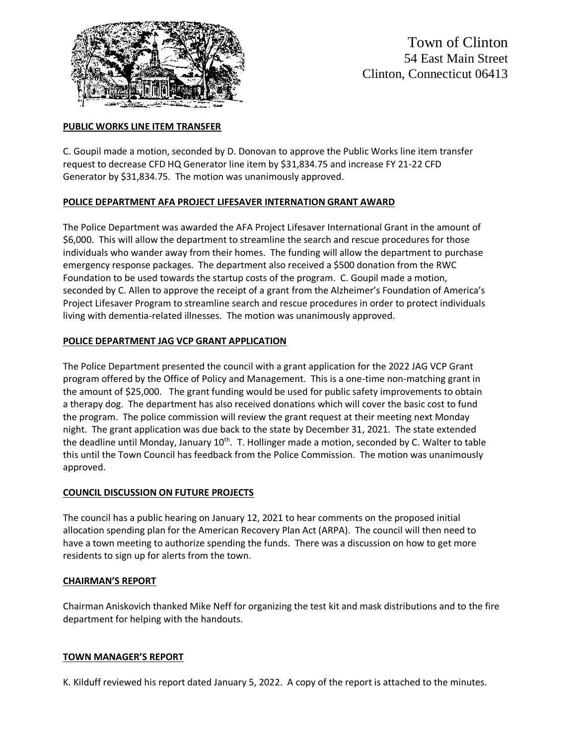Town of Clinton
54 East Main Street
Clinton, Connecticut 06413

**PUBLIC WORKS LINE ITEM TRANSFER**

C. Goupil made a motion, seconded by D. Donovan to approve the Public Works line item transfer request to decrease CFD HQ Generator line item by $31,834.75 and increase FY 21-22 CFD Generator by $31,834.75. The motion was unanimously approved.

**POLICE DEPARTMENT AFA PROJECT LIFESAVER INTERNATION GRANT AWARD**

The Police Department was awarded the AFA Project Lifesaver International Grant in the amount of $6,000. This will allow the department to streamline the search and rescue procedures for those individuals who wander away from their homes. The funding will allow the department to purchase emergency response packages. The department also received a $500 donation from the RWC Foundation to be used towards the startup costs of the program. C. Goupil made a motion, seconded by C. Allen to approve the receipt of a grant from the Alzheimer's Foundation of America's Project Lifesaver Program to streamline search and rescue procedures in order to protect individuals living with dementia-related illnesses. The motion was unanimously approved.

**POLICE DEPARTMENT JAG VCP GRANT APPLICATION**

The Police Department presented the council with a grant application for the 2022 JAG VCP Grant program offered by the Office of Policy and Management. This is a one-time non-matching grant in the amount of $25,000. The grant funding would be used for public safety improvements to obtain a therapy dog. The department has also received donations which will cover the basic cost to fund the program. The police commission will review the grant request at their meeting next Monday night. The grant application was due back to the state by December 31, 2021. The state extended the deadline until Monday, January 10th. T. Hollinger made a motion, seconded by C. Walter to table this until the Town Council has feedback from the Police Commission. The motion was unanimously approved.

**COUNCIL DISCUSSION ON FUTURE PROJECTS**

The council has a public hearing on January 12, 2021 to hear comments on the proposed initial allocation spending plan for the American Recovery Plan Act (ARPA). The council will then need to have a town meeting to authorize spending the funds. There was a discussion on how to get more residents to sign up for alerts from the town.

**CHAIRMAN'S REPORT**

Chairman Aniskovich thanked Mike Neff for organizing the test kit and mask distributions and to the fire department for helping with the handouts.

**TOWN MANAGER'S REPORT**

K. Kilduff reviewed his report dated January 5, 2022. A copy of the report is attached to the minutes.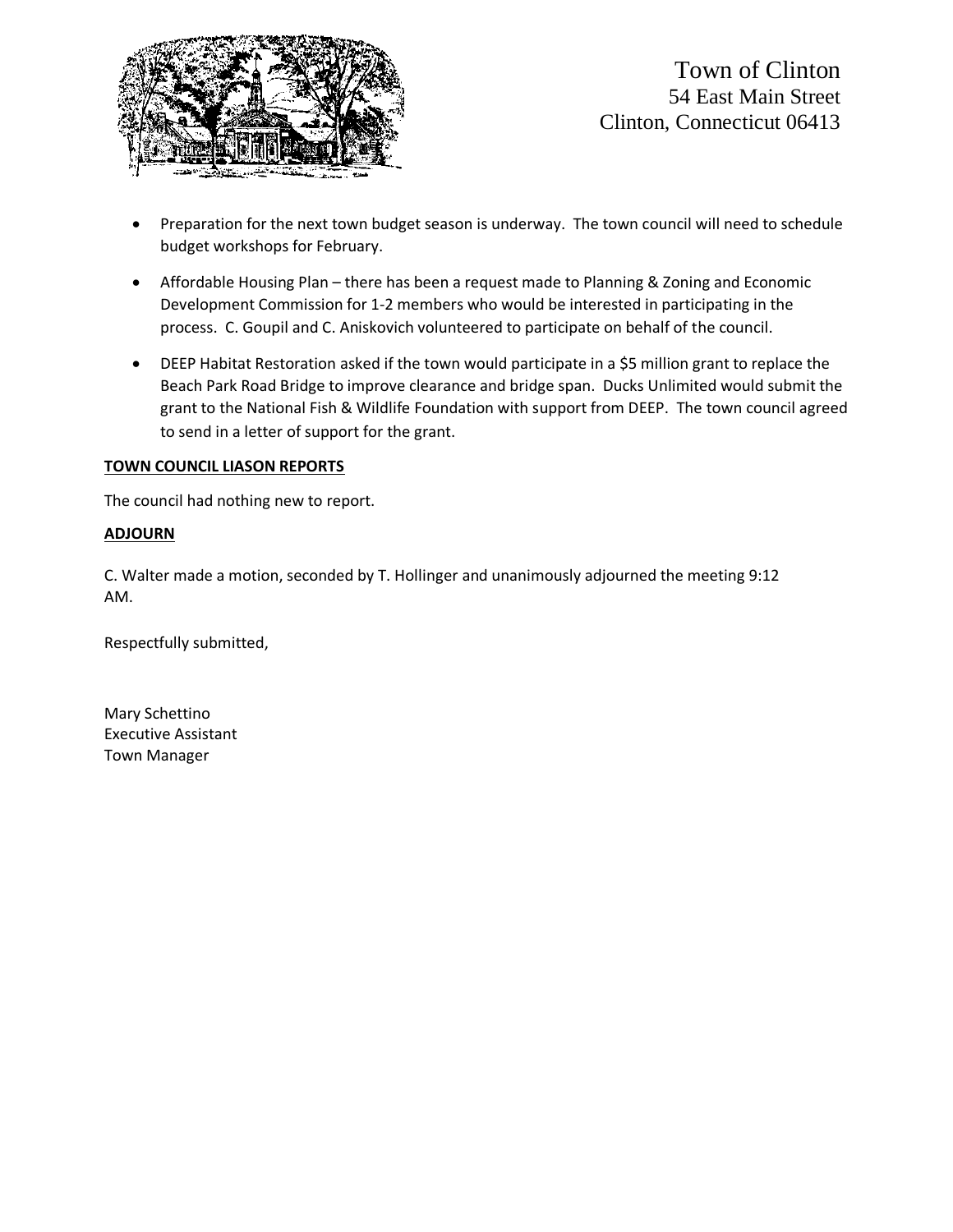Town of Clinton
54 East Main Street
Clinton, Connecticut 06413

- Preparation for the next town budget season is underway. The town council will need to schedule budget workshops for February.
- Affordable Housing Plan – there has been a request made to Planning & Zoning and Economic Development Commission for 1-2 members who would be interested in participating in the process. C. Goupil and C. Aniskovich volunteered to participate on behalf of the council.
- DEEP Habitat Restoration asked if the town would participate in a $5 million grant to replace the Beach Park Road Bridge to improve clearance and bridge span. Ducks Unlimited would submit the grant to the National Fish & Wildlife Foundation with support from DEEP. The town council agreed to send in a letter of support for the grant.

**TOWN COUNCIL LIASON REPORTS**

The council had nothing new to report.

**ADJOURN**

C. Walter made a motion, seconded by T. Hollinger and unanimously adjourned the meeting 9:12 AM.

Respectfully submitted,

Mary Schettino
Executive Assistant
Town Manager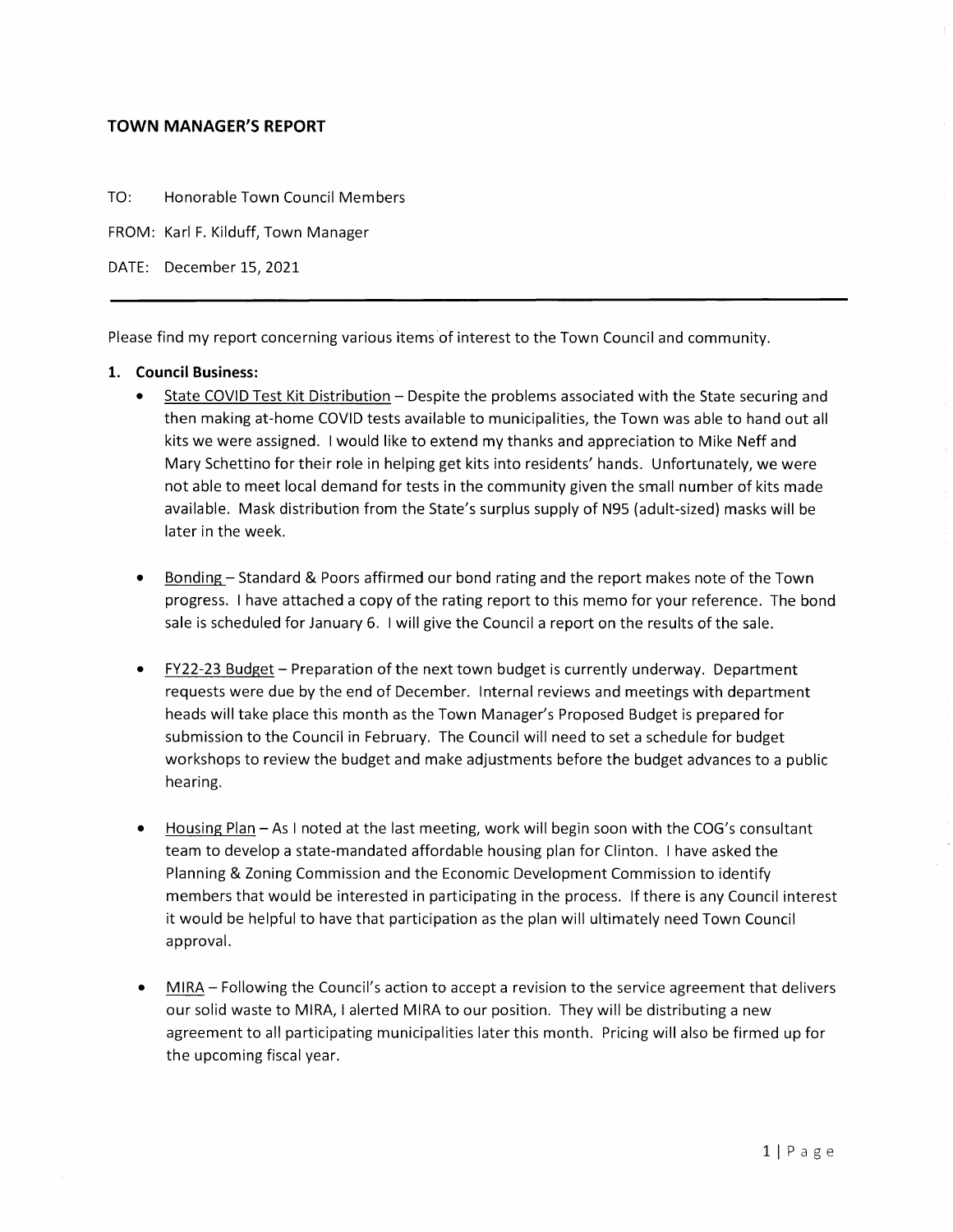## TOWN MANAGER'S REPORT

TO: Honorable Town Council Members

FROM: Karl F. Kilduff, Town Manager

DATE: December 15, 2021

---

Please find my report concerning various items of interest to the Town Council and community.

1. **Council Business:**
   - State COVID Test Kit Distribution – Despite the problems associated with the State securing and then making at-home COVID tests available to municipalities, the Town was able to hand out all kits we were assigned. I would like to extend my thanks and appreciation to Mike Neff and Mary Schettino for their role in helping get kits into residents' hands. Unfortunately, we were not able to meet local demand for tests in the community given the small number of kits made available. Mask distribution from the State's surplus supply of N95 (adult-sized) masks will be later in the week.

   - Bonding – Standard & Poors affirmed our bond rating and the report makes note of the Town progress. I have attached a copy of the rating report to this memo for your reference. The bond sale is scheduled for January 6. I will give the Council a report on the results of the sale.

   - FY22-23 Budget – Preparation of the next town budget is currently underway. Department requests were due by the end of December. Internal reviews and meetings with department heads will take place this month as the Town Manager's Proposed Budget is prepared for submission to the Council in February. The Council will need to set a schedule for budget workshops to review the budget and make adjustments before the budget advances to a public hearing.

   - Housing Plan – As I noted at the last meeting, work will begin soon with the COG's consultant team to develop a state-mandated affordable housing plan for Clinton. I have asked the Planning & Zoning Commission and the Economic Development Commission to identify members that would be interested in participating in the process. If there is any Council interest it would be helpful to have that participation as the plan will ultimately need Town Council approval.

   - MIRA – Following the Council's action to accept a revision to the service agreement that delivers our solid waste to MIRA, I alerted MIRA to our position. They will be distributing a new agreement to all participating municipalities later this month. Pricing will also be firmed up for the upcoming fiscal year.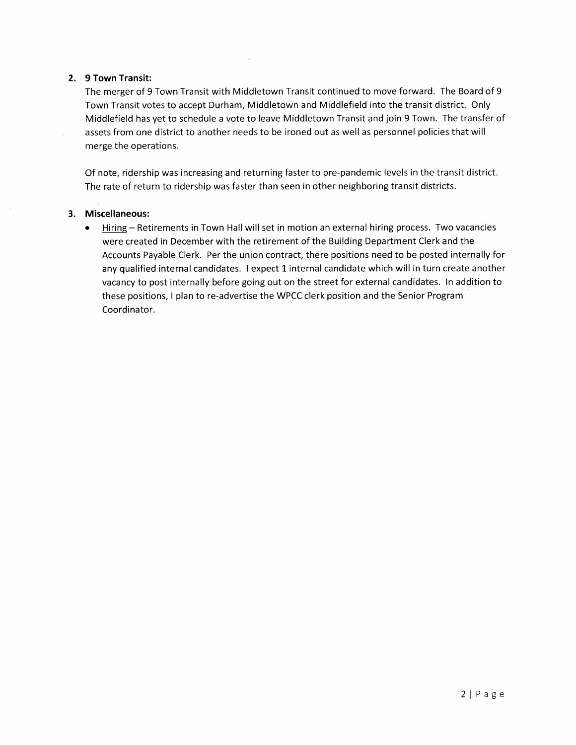2. **9 Town Transit:**

   The merger of 9 Town Transit with Middletown Transit continued to move forward. The Board of 9 Town Transit votes to accept Durham, Middletown and Middlefield into the transit district. Only Middlefield has yet to schedule a vote to leave Middletown Transit and join 9 Town. The transfer of assets from one district to another needs to be ironed out as well as personnel policies that will merge the operations.

   Of note, ridership was increasing and returning faster to pre-pandemic levels in the transit district. The rate of return to ridership was faster than seen in other neighboring transit districts.

3. **Miscellaneous:**

   - <u>Hiring</u> – Retirements in Town Hall will set in motion an external hiring process. Two vacancies were created in December with the retirement of the Building Department Clerk and the Accounts Payable Clerk. Per the union contract, there positions need to be posted internally for any qualified internal candidates. I expect 1 internal candidate which will in turn create another vacancy to post internally before going out on the street for external candidates. In addition to these positions, I plan to re-advertise the WPCC clerk position and the Senior Program Coordinator.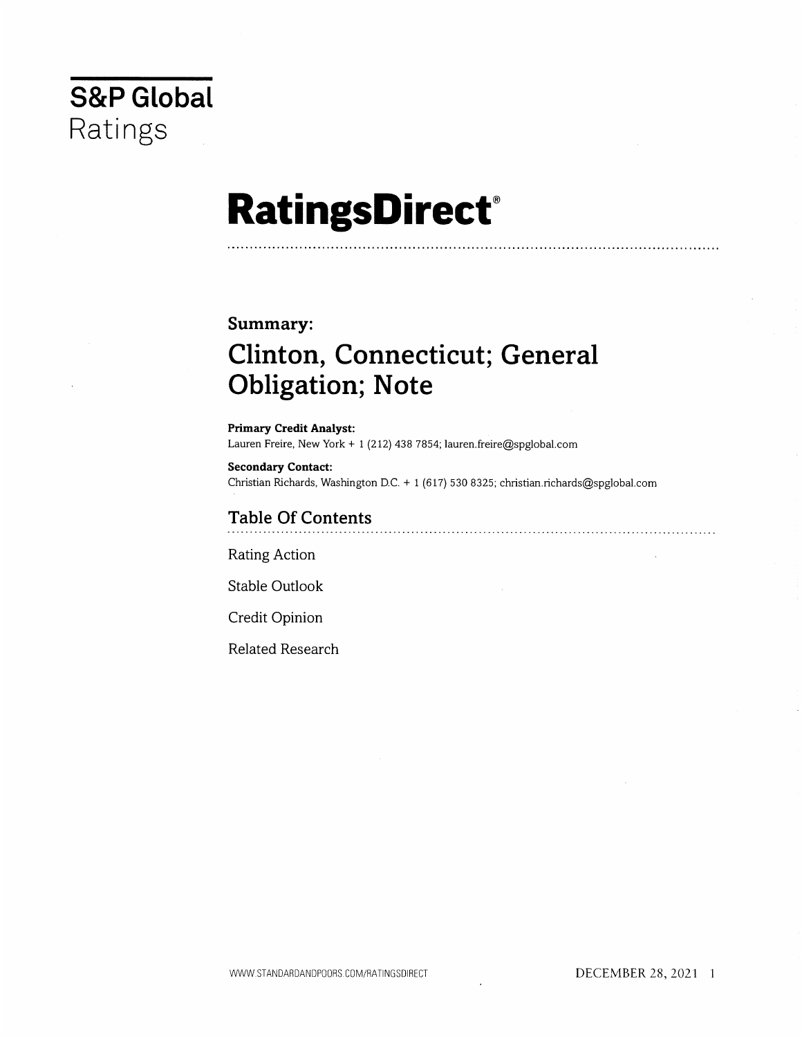S&P Global

Ratings

# RatingsDirect®

## Summary:

# Clinton, Connecticut; General Obligation; Note

**Primary Credit Analyst:**

Lauren Freire, New York + 1 (212) 438 7854; lauren.freire@spglobal.com

**Secondary Contact:**

Christian Richards, Washington D.C. + 1 (617) 530 8325; christian.richards@spglobal.com

## Table Of Contents

Rating Action

Stable Outlook

Credit Opinion

Related Research

DECEMBER 28, 2021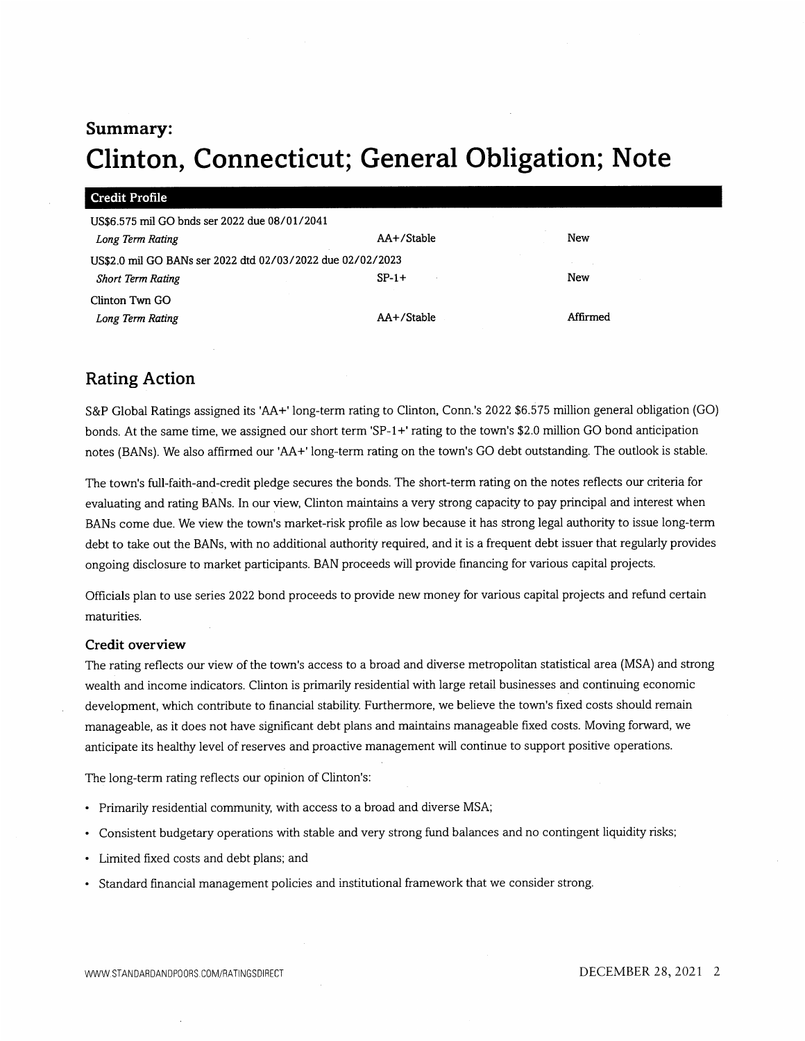# Summary:

# Clinton, Connecticut; General Obligation; Note

| Credit Profile | | |
|---|---|---|
| US$6.575 mil GO bnds ser 2022 due 08/01/2041 | | |
| *Long Term Rating* | AA+/Stable | New |
| US$2.0 mil GO BANs ser 2022 dtd 02/03/2022 due 02/02/2023 | | |
| *Short Term Rating* | SP-1+ | New |
| Clinton Twn GO | | |
| *Long Term Rating* | AA+/Stable | Affirmed |

## Rating Action

S&P Global Ratings assigned its 'AA+' long-term rating to Clinton, Conn.'s 2022 $6.575 million general obligation (GO) bonds. At the same time, we assigned our short term 'SP-1+' rating to the town's $2.0 million GO bond anticipation notes (BANs). We also affirmed our 'AA+' long-term rating on the town's GO debt outstanding. The outlook is stable.

The town's full-faith-and-credit pledge secures the bonds. The short-term rating on the notes reflects our criteria for evaluating and rating BANs. In our view, Clinton maintains a very strong capacity to pay principal and interest when BANs come due. We view the town's market-risk profile as low because it has strong legal authority to issue long-term debt to take out the BANs, with no additional authority required, and it is a frequent debt issuer that regularly provides ongoing disclosure to market participants. BAN proceeds will provide financing for various capital projects.

Officials plan to use series 2022 bond proceeds to provide new money for various capital projects and refund certain maturities.

### Credit overview

The rating reflects our view of the town's access to a broad and diverse metropolitan statistical area (MSA) and strong wealth and income indicators. Clinton is primarily residential with large retail businesses and continuing economic development, which contribute to financial stability. Furthermore, we believe the town's fixed costs should remain manageable, as it does not have significant debt plans and maintains manageable fixed costs. Moving forward, we anticipate its healthy level of reserves and proactive management will continue to support positive operations.

The long-term rating reflects our opinion of Clinton's:

- Primarily residential community, with access to a broad and diverse MSA;
- Consistent budgetary operations with stable and very strong fund balances and no contingent liquidity risks;
- Limited fixed costs and debt plans; and
- Standard financial management policies and institutional framework that we consider strong.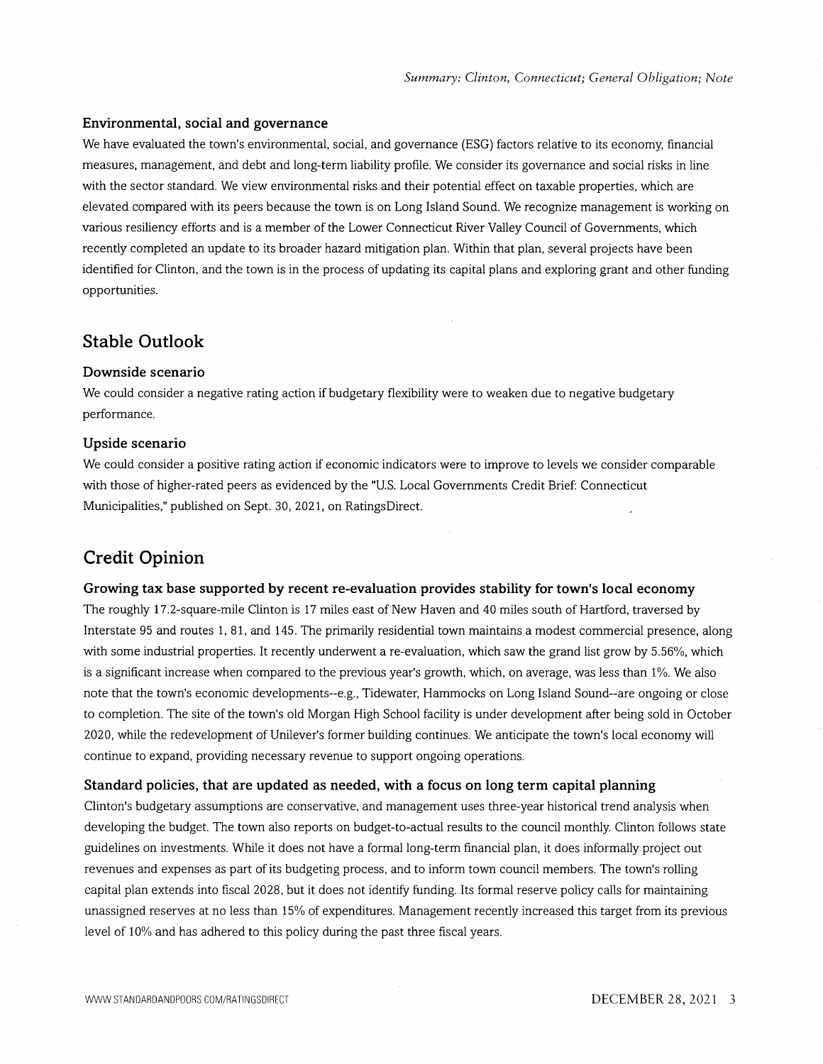### Environmental, social and governance

We have evaluated the town's environmental, social, and governance (ESG) factors relative to its economy, financial measures, management, and debt and long-term liability profile. We consider its governance and social risks in line with the sector standard. We view environmental risks and their potential effect on taxable properties, which are elevated compared with its peers because the town is on Long Island Sound. We recognize management is working on various resiliency efforts and is a member of the Lower Connecticut River Valley Council of Governments, which recently completed an update to its broader hazard mitigation plan. Within that plan, several projects have been identified for Clinton, and the town is in the process of updating its capital plans and exploring grant and other funding opportunities.

## Stable Outlook

### Downside scenario

We could consider a negative rating action if budgetary flexibility were to weaken due to negative budgetary performance.

### Upside scenario

We could consider a positive rating action if economic indicators were to improve to levels we consider comparable with those of higher-rated peers as evidenced by the "U.S. Local Governments Credit Brief: Connecticut Municipalities," published on Sept. 30, 2021, on RatingsDirect.

## Credit Opinion

### Growing tax base supported by recent re-evaluation provides stability for town's local economy

The roughly 17.2-square-mile Clinton is 17 miles east of New Haven and 40 miles south of Hartford, traversed by Interstate 95 and routes 1, 81, and 145. The primarily residential town maintains a modest commercial presence, along with some industrial properties. It recently underwent a re-evaluation, which saw the grand list grow by 5.56%, which is a significant increase when compared to the previous year's growth, which, on average, was less than 1%. We also note that the town's economic developments--e.g., Tidewater, Hammocks on Long Island Sound--are ongoing or close to completion. The site of the town's old Morgan High School facility is under development after being sold in October 2020, while the redevelopment of Unilever's former building continues. We anticipate the town's local economy will continue to expand, providing necessary revenue to support ongoing operations.

### Standard policies, that are updated as needed, with a focus on long term capital planning

Clinton's budgetary assumptions are conservative, and management uses three-year historical trend analysis when developing the budget. The town also reports on budget-to-actual results to the council monthly. Clinton follows state guidelines on investments. While it does not have a formal long-term financial plan, it does informally project out revenues and expenses as part of its budgeting process, and to inform town council members. The town's rolling capital plan extends into fiscal 2028, but it does not identify funding. Its formal reserve policy calls for maintaining unassigned reserves at no less than 15% of expenditures. Management recently increased this target from its previous level of 10% and has adhered to this policy during the past three fiscal years.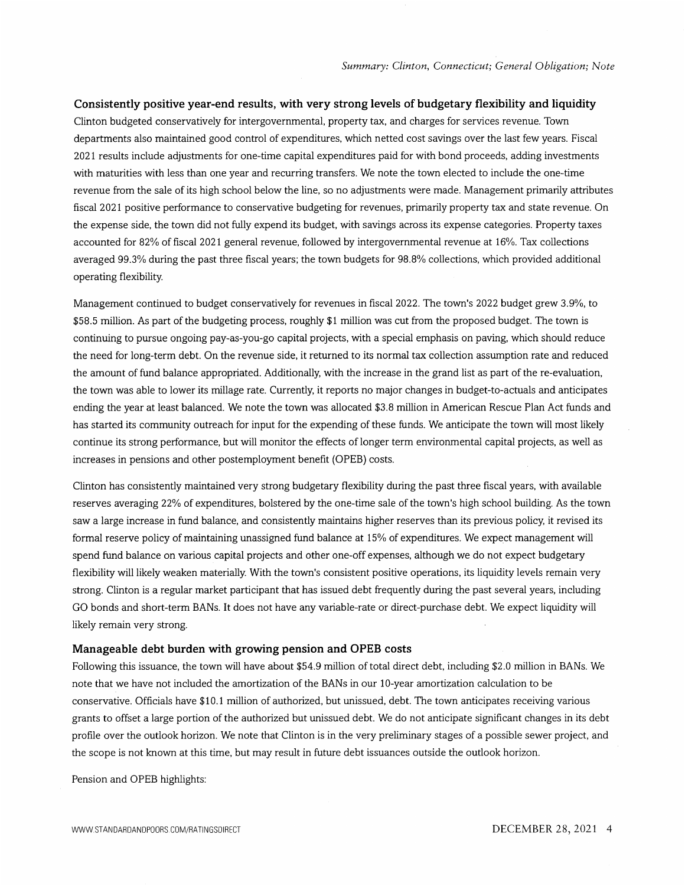### Consistently positive year-end results, with very strong levels of budgetary flexibility and liquidity

Clinton budgeted conservatively for intergovernmental, property tax, and charges for services revenue. Town departments also maintained good control of expenditures, which netted cost savings over the last few years. Fiscal 2021 results include adjustments for one-time capital expenditures paid for with bond proceeds, adding investments with maturities with less than one year and recurring transfers. We note the town elected to include the one-time revenue from the sale of its high school below the line, so no adjustments were made. Management primarily attributes fiscal 2021 positive performance to conservative budgeting for revenues, primarily property tax and state revenue. On the expense side, the town did not fully expend its budget, with savings across its expense categories. Property taxes accounted for 82% of fiscal 2021 general revenue, followed by intergovernmental revenue at 16%. Tax collections averaged 99.3% during the past three fiscal years; the town budgets for 98.8% collections, which provided additional operating flexibility.

Management continued to budget conservatively for revenues in fiscal 2022. The town's 2022 budget grew 3.9%, to $58.5 million. As part of the budgeting process, roughly $1 million was cut from the proposed budget. The town is continuing to pursue ongoing pay-as-you-go capital projects, with a special emphasis on paving, which should reduce the need for long-term debt. On the revenue side, it returned to its normal tax collection assumption rate and reduced the amount of fund balance appropriated. Additionally, with the increase in the grand list as part of the re-evaluation, the town was able to lower its millage rate. Currently, it reports no major changes in budget-to-actuals and anticipates ending the year at least balanced. We note the town was allocated $3.8 million in American Rescue Plan Act funds and has started its community outreach for input for the expending of these funds. We anticipate the town will most likely continue its strong performance, but will monitor the effects of longer term environmental capital projects, as well as increases in pensions and other postemployment benefit (OPEB) costs.

Clinton has consistently maintained very strong budgetary flexibility during the past three fiscal years, with available reserves averaging 22% of expenditures, bolstered by the one-time sale of the town's high school building. As the town saw a large increase in fund balance, and consistently maintains higher reserves than its previous policy, it revised its formal reserve policy of maintaining unassigned fund balance at 15% of expenditures. We expect management will spend fund balance on various capital projects and other one-off expenses, although we do not expect budgetary flexibility will likely weaken materially. With the town's consistent positive operations, its liquidity levels remain very strong. Clinton is a regular market participant that has issued debt frequently during the past several years, including GO bonds and short-term BANs. It does not have any variable-rate or direct-purchase debt. We expect liquidity will likely remain very strong.

### Manageable debt burden with growing pension and OPEB costs

Following this issuance, the town will have about $54.9 million of total direct debt, including $2.0 million in BANs. We note that we have not included the amortization of the BANs in our 10-year amortization calculation to be conservative. Officials have $10.1 million of authorized, but unissued, debt. The town anticipates receiving various grants to offset a large portion of the authorized but unissued debt. We do not anticipate significant changes in its debt profile over the outlook horizon. We note that Clinton is in the very preliminary stages of a possible sewer project, and the scope is not known at this time, but may result in future debt issuances outside the outlook horizon.

Pension and OPEB highlights: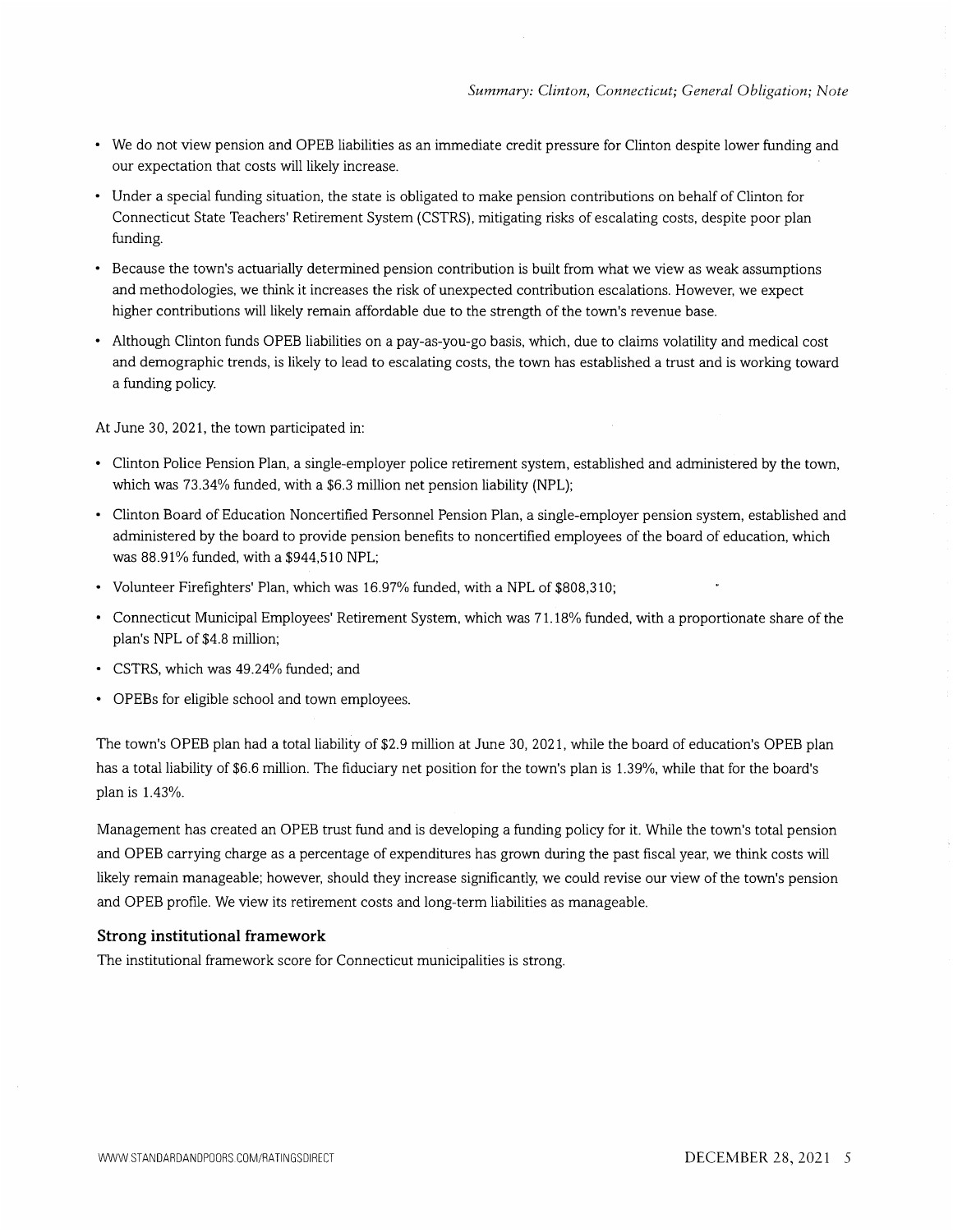- We do not view pension and OPEB liabilities as an immediate credit pressure for Clinton despite lower funding and our expectation that costs will likely increase.
- Under a special funding situation, the state is obligated to make pension contributions on behalf of Clinton for Connecticut State Teachers' Retirement System (CSTRS), mitigating risks of escalating costs, despite poor plan funding.
- Because the town's actuarially determined pension contribution is built from what we view as weak assumptions and methodologies, we think it increases the risk of unexpected contribution escalations. However, we expect higher contributions will likely remain affordable due to the strength of the town's revenue base.
- Although Clinton funds OPEB liabilities on a pay-as-you-go basis, which, due to claims volatility and medical cost and demographic trends, is likely to lead to escalating costs, the town has established a trust and is working toward a funding policy.

At June 30, 2021, the town participated in:

- Clinton Police Pension Plan, a single-employer police retirement system, established and administered by the town, which was 73.34% funded, with a $6.3 million net pension liability (NPL);
- Clinton Board of Education Noncertified Personnel Pension Plan, a single-employer pension system, established and administered by the board to provide pension benefits to noncertified employees of the board of education, which was 88.91% funded, with a $944,510 NPL;
- Volunteer Firefighters' Plan, which was 16.97% funded, with a NPL of $808,310;
- Connecticut Municipal Employees' Retirement System, which was 71.18% funded, with a proportionate share of the plan's NPL of $4.8 million;
- CSTRS, which was 49.24% funded; and
- OPEBs for eligible school and town employees.

The town's OPEB plan had a total liability of $2.9 million at June 30, 2021, while the board of education's OPEB plan has a total liability of $6.6 million. The fiduciary net position for the town's plan is 1.39%, while that for the board's plan is 1.43%.

Management has created an OPEB trust fund and is developing a funding policy for it. While the town's total pension and OPEB carrying charge as a percentage of expenditures has grown during the past fiscal year, we think costs will likely remain manageable; however, should they increase significantly, we could revise our view of the town's pension and OPEB profile. We view its retirement costs and long-term liabilities as manageable.

### Strong institutional framework

The institutional framework score for Connecticut municipalities is strong.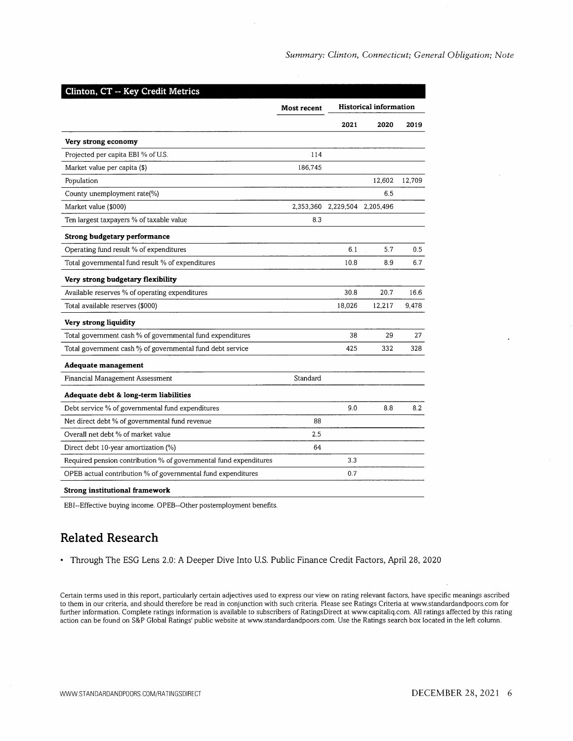| Clinton, CT -- Key Credit Metrics | | | | |
|---|---|---|---|---|
| | Most recent | Historical information | | |
| | | 2021 | 2020 | 2019 |
| **Very strong economy** | | | | |
| Projected per capita EBI % of U.S. | 114 | | | |
| Market value per capita ($) | 186,745 | | | |
| Population | | | 12,602 | 12,709 |
| County unemployment rate(%) | | | 6.5 | |
| Market value ($000) | 2,353,360 | 2,229,504 | 2,205,496 | |
| Ten largest taxpayers % of taxable value | 8.3 | | | |
| **Strong budgetary performance** | | | | |
| Operating fund result % of expenditures | | 6.1 | 5.7 | 0.5 |
| Total governmental fund result % of expenditures | | 10.8 | 8.9 | 6.7 |
| **Very strong budgetary flexibility** | | | | |
| Available reserves % of operating expenditures | | 30.8 | 20.7 | 16.6 |
| Total available reserves ($000) | | 18,026 | 12,217 | 9,478 |
| **Very strong liquidity** | | | | |
| Total government cash % of governmental fund expenditures | | 38 | 29 | 27 |
| Total government cash % of governmental fund debt service | | 425 | 332 | 328 |
| **Adequate management** | | | | |
| Financial Management Assessment | Standard | | | |
| **Adequate debt & long-term liabilities** | | | | |
| Debt service % of governmental fund expenditures | | 9.0 | 8.8 | 8.2 |
| Net direct debt % of governmental fund revenue | 88 | | | |
| Overall net debt % of market value | 2.5 | | | |
| Direct debt 10-year amortization (%) | 64 | | | |
| Required pension contribution % of governmental fund expenditures | | 3.3 | | |
| OPEB actual contribution % of governmental fund expenditures | | 0.7 | | |
| **Strong institutional framework** | | | | |

EBI--Effective buying income. OPEB--Other postemployment benefits.

## Related Research

- Through The ESG Lens 2.0: A Deeper Dive Into U.S. Public Finance Credit Factors, April 28, 2020

Certain terms used in this report, particularly certain adjectives used to express our view on rating relevant factors, have specific meanings ascribed to them in our criteria, and should therefore be read in conjunction with such criteria. Please see Ratings Criteria at www.standardandpoors.com for further information. Complete ratings information is available to subscribers of RatingsDirect at www.capitaliq.com. All ratings affected by this rating action can be found on S&P Global Ratings' public website at www.standardandpoors.com. Use the Ratings search box located in the left column.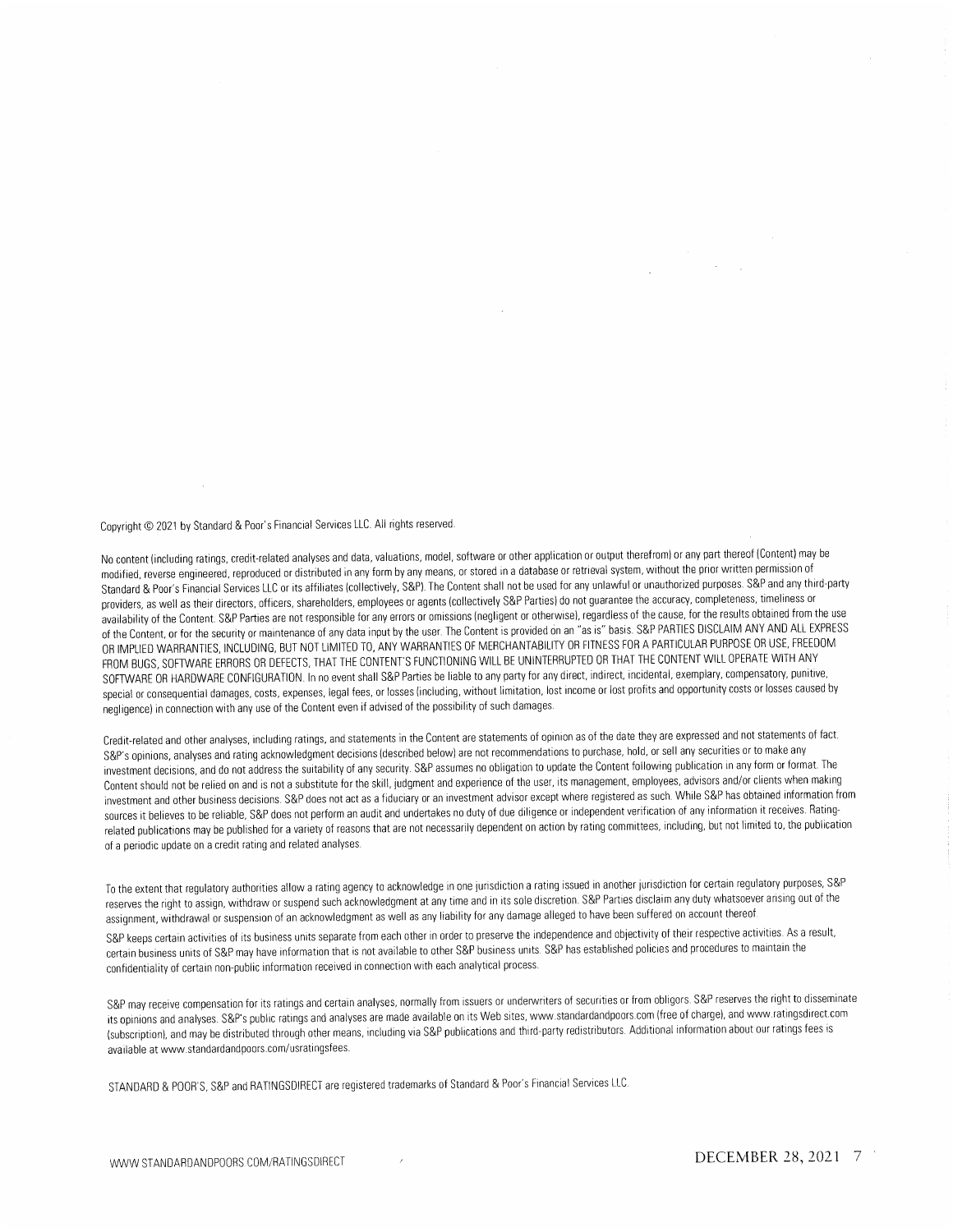Copyright © 2021 by Standard & Poor's Financial Services LLC. All rights reserved.

No content (including ratings, credit-related analyses and data, valuations, model, software or other application or output therefrom) or any part thereof (Content) may be modified, reverse engineered, reproduced or distributed in any form by any means, or stored in a database or retrieval system, without the prior written permission of Standard & Poor's Financial Services LLC or its affiliates (collectively, S&P). The Content shall not be used for any unlawful or unauthorized purposes. S&P and any third-party providers, as well as their directors, officers, shareholders, employees or agents (collectively S&P Parties) do not guarantee the accuracy, completeness, timeliness or availability of the Content. S&P Parties are not responsible for any errors or omissions (negligent or otherwise), regardless of the cause, for the results obtained from the use of the Content, or for the security or maintenance of any data input by the user. The Content is provided on an "as is" basis. S&P PARTIES DISCLAIM ANY AND ALL EXPRESS OR IMPLIED WARRANTIES, INCLUDING, BUT NOT LIMITED TO, ANY WARRANTIES OF MERCHANTABILITY OR FITNESS FOR A PARTICULAR PURPOSE OR USE, FREEDOM FROM BUGS, SOFTWARE ERRORS OR DEFECTS, THAT THE CONTENT'S FUNCTIONING WILL BE UNINTERRUPTED OR THAT THE CONTENT WILL OPERATE WITH ANY SOFTWARE OR HARDWARE CONFIGURATION. In no event shall S&P Parties be liable to any party for any direct, indirect, incidental, exemplary, compensatory, punitive, special or consequential damages, costs, expenses, legal fees, or losses (including, without limitation, lost income or lost profits and opportunity costs or losses caused by negligence) in connection with any use of the Content even if advised of the possibility of such damages.

Credit-related and other analyses, including ratings, and statements in the Content are statements of opinion as of the date they are expressed and not statements of fact. S&P's opinions, analyses and rating acknowledgment decisions (described below) are not recommendations to purchase, hold, or sell any securities or to make any investment decisions, and do not address the suitability of any security. S&P assumes no obligation to update the Content following publication in any form or format. The Content should not be relied on and is not a substitute for the skill, judgment and experience of the user, its management, employees, advisors and/or clients when making investment and other business decisions. S&P does not act as a fiduciary or an investment advisor except where registered as such. While S&P has obtained information from sources it believes to be reliable, S&P does not perform an audit and undertakes no duty of due diligence or independent verification of any information it receives. Rating-related publications may be published for a variety of reasons that are not necessarily dependent on action by rating committees, including, but not limited to, the publication of a periodic update on a credit rating and related analyses.

To the extent that regulatory authorities allow a rating agency to acknowledge in one jurisdiction a rating issued in another jurisdiction for certain regulatory purposes, S&P reserves the right to assign, withdraw or suspend such acknowledgment at any time and in its sole discretion. S&P Parties disclaim any duty whatsoever arising out of the assignment, withdrawal or suspension of an acknowledgment as well as any liability for any damage alleged to have been suffered on account thereof.

S&P keeps certain activities of its business units separate from each other in order to preserve the independence and objectivity of their respective activities. As a result, certain business units of S&P may have information that is not available to other S&P business units. S&P has established policies and procedures to maintain the confidentiality of certain non-public information received in connection with each analytical process.

S&P may receive compensation for its ratings and certain analyses, normally from issuers or underwriters of securities or from obligors. S&P reserves the right to disseminate its opinions and analyses. S&P's public ratings and analyses are made available on its Web sites, www.standardandpoors.com (free of charge), and www.ratingsdirect.com (subscription), and may be distributed through other means, including via S&P publications and third-party redistributors. Additional information about our ratings fees is available at www.standardandpoors.com/usratingsfees.

STANDARD & POOR'S, S&P and RATINGSDIRECT are registered trademarks of Standard & Poor's Financial Services LLC.